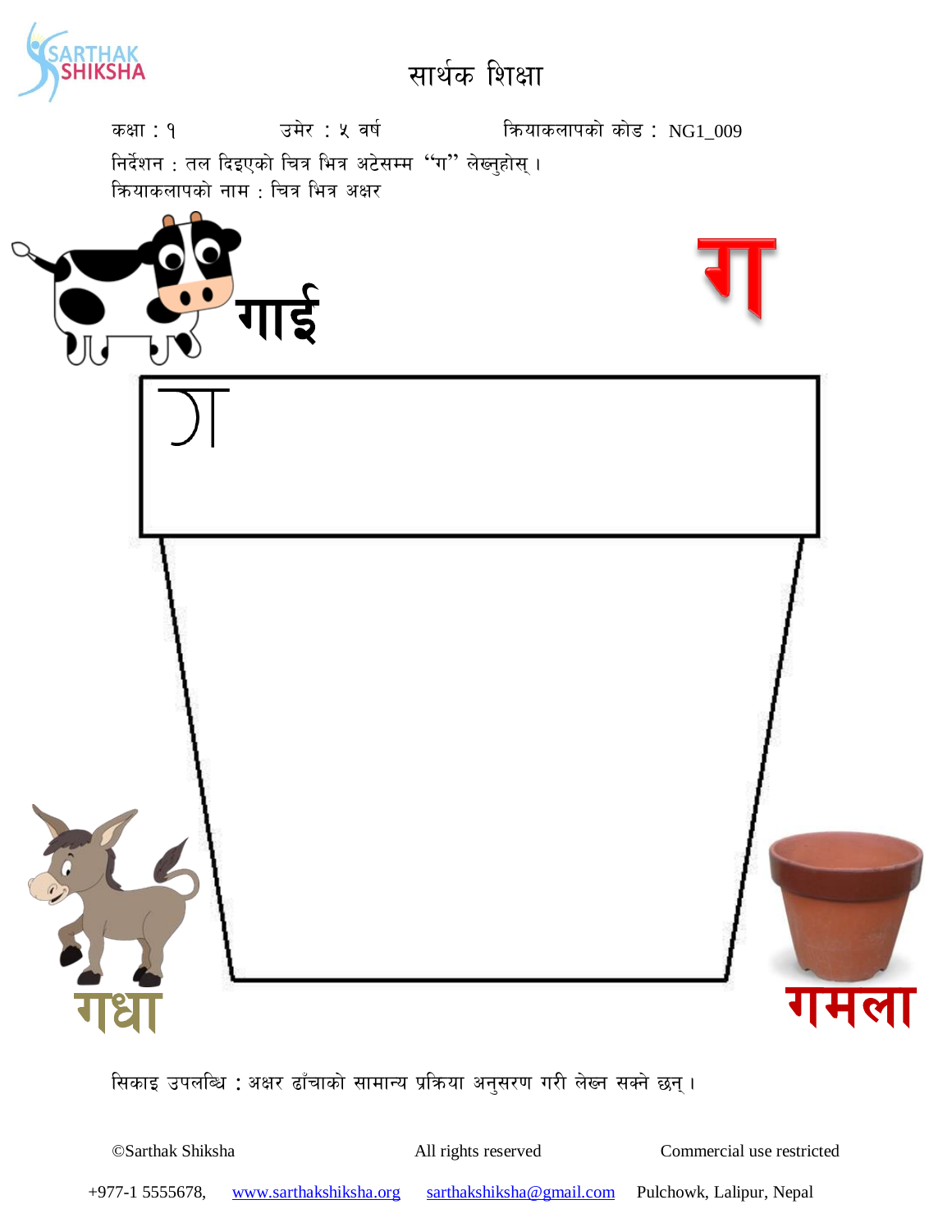# सार्थक शिक्षा

कक्षा : १ उमेर : ५ वर्ष क्रियाकलापको कोड : NG1_009

निर्देशन : तल दिइएको चित्र भित्र अटेसम्म “ग” लेख्नुहोस् ।

क्रियाकलापको नाम : चित्र भित्र अक्षर

**गाई**

**ग**

ग

**गधा**

**गमला**

सिकाइ उपलब्धि : अक्षर ढाँचाको सामान्य प्रक्रिया अनुसरण गरी लेख्न सक्ने छन् ।

©Sarthak Shiksha All rights reserved Commercial use restricted

+977-1 5555678, www.sarthakshiksha.org sarthakshiksha@gmail.com Pulchowk, Lalipur, Nepal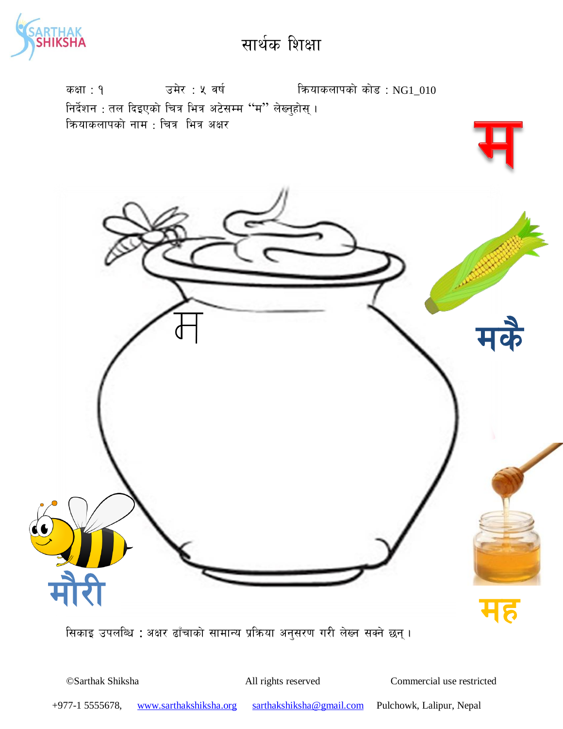# सार्थक शिक्षा

कक्षा : १ उमेर : ५ वर्ष क्रियाकलापको कोड : NG1_010

निर्देशन : तल दिइएको चित्र भित्र अटेसम्म "म" लेख्नुहोस् ।

क्रियाकलापको नाम : चित्र भित्र अक्षर

म

म

मकै

मौरी

मह

सिकाइ उपलब्धि : अक्षर ढाँचाको सामान्य प्रक्रिया अनुसरण गरी लेख्न सक्ने छन् ।

©Sarthak Shiksha All rights reserved Commercial use restricted

+977-1 5555678, www.sarthakshiksha.org sarthakshiksha@gmail.com Pulchowk, Lalipur, Nepal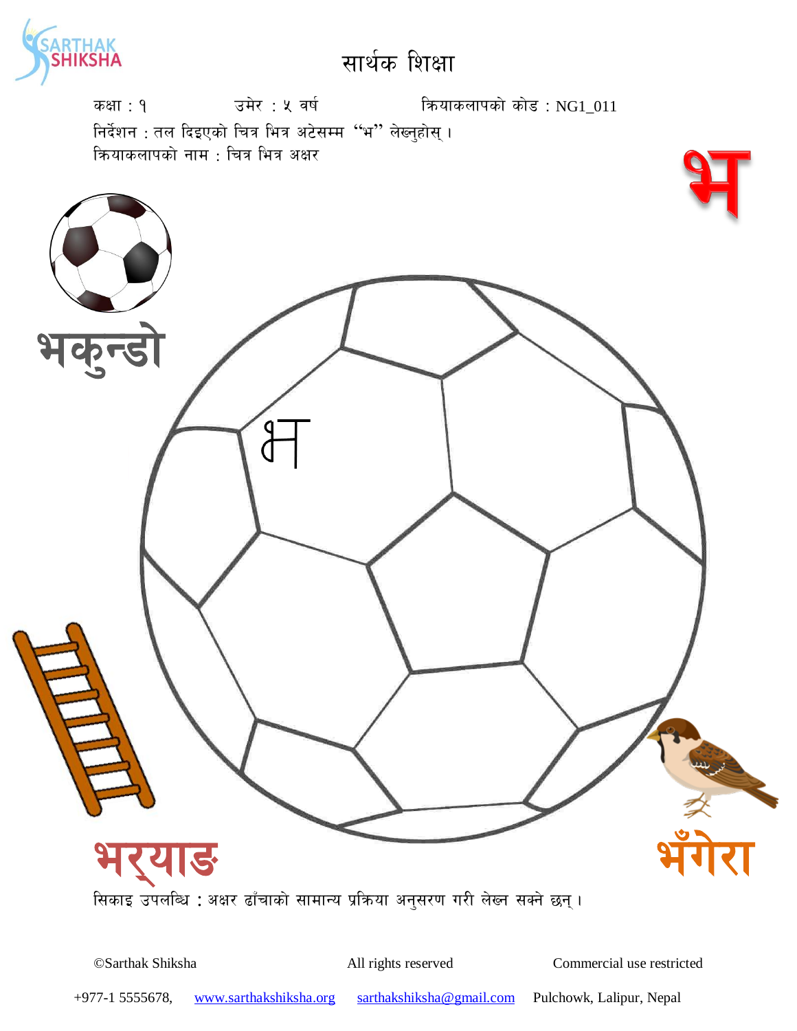सार्थक शिक्षा

कक्षा : १    उमेर : ५ वर्ष    क्रियाकलापको कोड : NG1_011

निर्देशन : तल दिइएको चित्र भित्र अटेसम्म "भ" लेख्नुहोस् ।

क्रियाकलापको नाम : चित्र भित्र अक्षर

भ

भकुन्डो

भ

भर्‍याङ

भँगेरा

सिकाइ उपलब्धि : अक्षर ढाँचाको सामान्य प्रक्रिया अनुसरण गरी लेख्न सक्ने छन् ।

©Sarthak Shiksha    All rights reserved    Commercial use restricted

+977-1 5555678,  www.sarthakshiksha.org  sarthakshiksha@gmail.com  Pulchowk, Lalipur, Nepal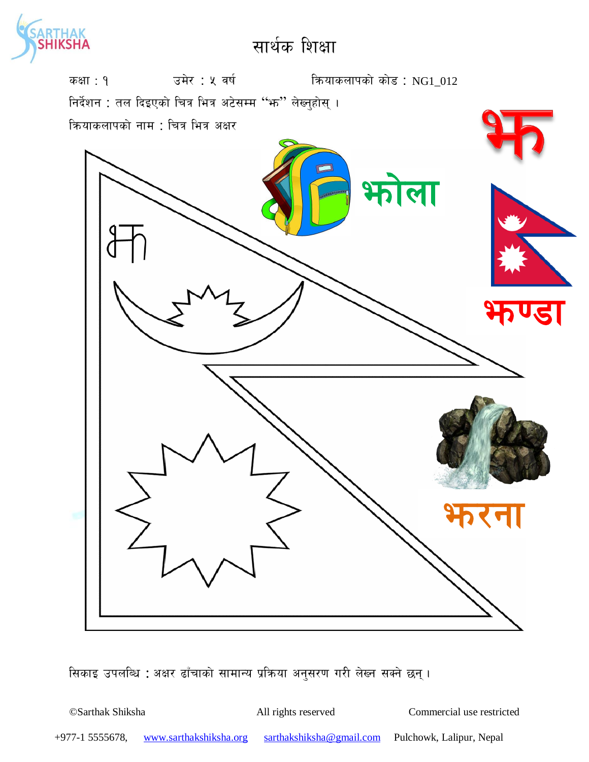# सार्थक शिक्षा

कक्षा : १ उमेर : ५ वर्ष क्रियाकलापको कोड : NG1_012

निर्देशन : तल दिइएको चित्र भित्र अटेसम्म “झ” लेख्नुहोस् ।

क्रियाकलापको नाम : चित्र भित्र अक्षर

झ

झोला

झण्डा

झरना

झ

सिकाइ उपलब्धि : अक्षर ढाँचाको सामान्य प्रक्रिया अनुसरण गरी लेख्न सक्ने छन् ।

©Sarthak Shiksha All rights reserved Commercial use restricted

+977-1 5555678, www.sarthakshiksha.org sarthakshiksha@gmail.com Pulchowk, Lalipur, Nepal